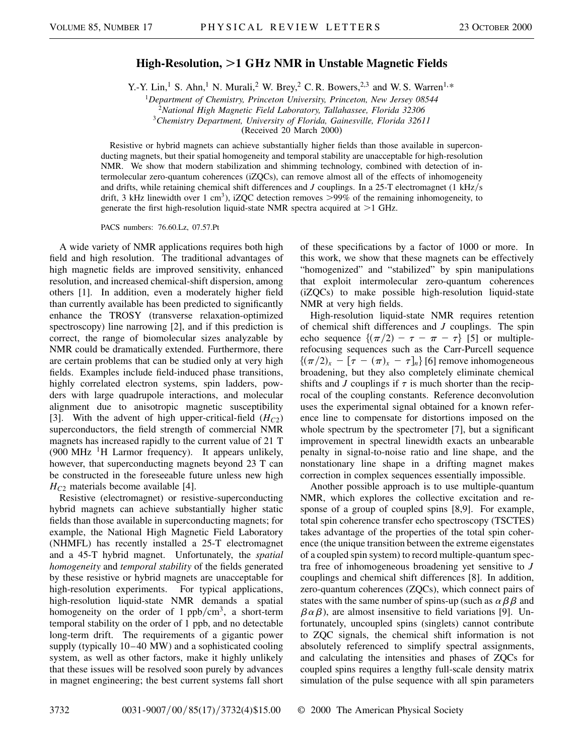# High-Resolution, >1 GHz NMR in Unstable Magnetic Fields

Y.-Y. Lin,[1] S. Ahn,[1] N. Murali,[2] W. Brey,[2] C. R. Bowers,[2,3] and W. S. Warren[1,*]

[1]*Department of Chemistry, Princeton University, Princeton, New Jersey 08544*
[2]*National High Magnetic Field Laboratory, Tallahassee, Florida 32306*
[3]*Chemistry Department, University of Florida, Gainesville, Florida 32611*
(Received 20 March 2000)

Resistive or hybrid magnets can achieve substantially higher fields than those available in superconducting magnets, but their spatial homogeneity and temporal stability are unacceptable for high-resolution NMR. We show that modern stabilization and shimming technology, combined with detection of intermolecular zero-quantum coherences (iZQCs), can remove almost all of the effects of inhomogeneity and drifts, while retaining chemical shift differences and $J$ couplings. In a 25-T electromagnet (1 kHz/s drift, 3 kHz linewidth over 1 cm$^3$), iZQC detection removes >99% of the remaining inhomogeneity, to generate the first high-resolution liquid-state NMR spectra acquired at >1 GHz.

PACS numbers: 76.60.Lz, 07.57.Pt

A wide variety of NMR applications requires both high field and high resolution. The traditional advantages of high magnetic fields are improved sensitivity, enhanced resolution, and increased chemical-shift dispersion, among others [1]. In addition, even a moderately higher field than currently available has been predicted to significantly enhance the TROSY (transverse relaxation-optimized spectroscopy) line narrowing [2], and if this prediction is correct, the range of biomolecular sizes analyzable by NMR could be dramatically extended. Furthermore, there are certain problems that can be studied only at very high fields. Examples include field-induced phase transitions, highly correlated electron systems, spin ladders, powders with large quadrupole interactions, and molecular alignment due to anisotropic magnetic susceptibility [3]. With the advent of high upper-critical-field ($H_{C2}$) superconductors, the field strength of commercial NMR magnets has increased rapidly to the current value of 21 T (900 MHz $^1$H Larmor frequency). It appears unlikely, however, that superconducting magnets beyond 23 T can be constructed in the foreseeable future unless new high $H_{C2}$ materials become available [4].

Resistive (electromagnet) or resistive-superconducting hybrid magnets can achieve substantially higher static fields than those available in superconducting magnets; for example, the National High Magnetic Field Laboratory (NHMFL) has recently installed a 25-T electromagnet and a 45-T hybrid magnet. Unfortunately, the *spatial homogeneity* and *temporal stability* of the fields generated by these resistive or hybrid magnets are unacceptable for high-resolution experiments. For typical applications, high-resolution liquid-state NMR demands a spatial homogeneity on the order of 1 ppb/cm$^3$, a short-term temporal stability on the order of 1 ppb, and no detectable long-term drift. The requirements of a gigantic power supply (typically 10–40 MW) and a sophisticated cooling system, as well as other factors, make it highly unlikely that these issues will be resolved soon purely by advances in magnet engineering; the best current systems fall short of these specifications by a factor of 1000 or more. In this work, we show that these magnets can be effectively "homogenized" and "stabilized" by spin manipulations that exploit intermolecular zero-quantum coherences (iZQCs) to make possible high-resolution liquid-state NMR at very high fields.

High-resolution liquid-state NMR requires retention of chemical shift differences and $J$ couplings. The spin echo sequence $\{(\pi/2) - \tau - \pi - \tau\}$ [5] or multiple-refocusing sequences such as the Carr-Purcell sequence $\{(\pi/2)_x - [\tau - (\pi)_x - \tau]_n\}$ [6] remove inhomogeneous broadening, but they also completely eliminate chemical shifts and $J$ couplings if $\tau$ is much shorter than the reciprocal of the coupling constants. Reference deconvolution uses the experimental signal obtained for a known reference line to compensate for distortions imposed on the whole spectrum by the spectrometer [7], but a significant improvement in spectral linewidth exacts an unbearable penalty in signal-to-noise ratio and line shape, and the nonstationary line shape in a drifting magnet makes correction in complex sequences essentially impossible.

Another possible approach is to use multiple-quantum NMR, which explores the collective excitation and response of a group of coupled spins [8,9]. For example, total spin coherence transfer echo spectroscopy (TSCTES) takes advantage of the properties of the total spin coherence (the unique transition between the extreme eigenstates of a coupled spin system) to record multiple-quantum spectra free of inhomogeneous broadening yet sensitive to $J$ couplings and chemical shift differences [8]. In addition, zero-quantum coherences (ZQCs), which connect pairs of states with the same number of spins-up (such as $\alpha\beta\beta$ and $\beta\alpha\beta$), are almost insensitive to field variations [9]. Unfortunately, uncoupled spins (singlets) cannot contribute to ZQC signals, the chemical shift information is not absolutely referenced to simplify spectral assignments, and calculating the intensities and phases of ZQCs for coupled spins requires a lengthy full-scale density matrix simulation of the pulse sequence with all spin parameters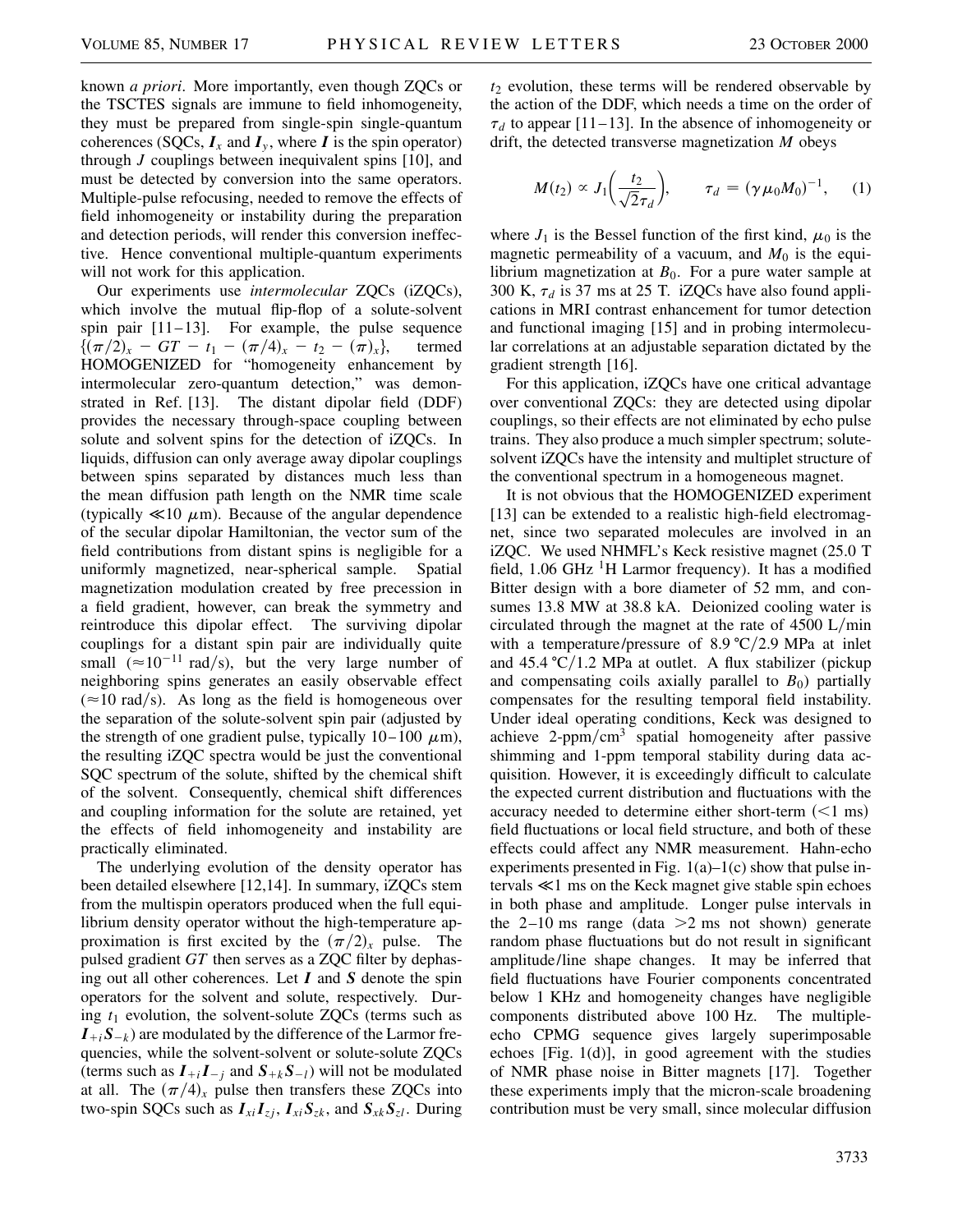known *a priori*. More importantly, even though ZQCs or the TSCTES signals are immune to field inhomogeneity, they must be prepared from single-spin single-quantum coherences (SQCs, $\boldsymbol{I}_x$ and $\boldsymbol{I}_y$, where $\boldsymbol{I}$ is the spin operator) through $J$ couplings between inequivalent spins [10], and must be detected by conversion into the same operators. Multiple-pulse refocusing, needed to remove the effects of field inhomogeneity or instability during the preparation and detection periods, will render this conversion ineffective. Hence conventional multiple-quantum experiments will not work for this application.

Our experiments use *intermolecular* ZQCs (iZQCs), which involve the mutual flip-flop of a solute-solvent spin pair [11–13]. For example, the pulse sequence $\{(\pi/2)_x - GT - t_1 - (\pi/4)_x - t_2 - (\pi)_x\}$, termed HOMOGENIZED for "homogeneity enhancement by intermolecular zero-quantum detection," was demonstrated in Ref. [13]. The distant dipolar field (DDF) provides the necessary through-space coupling between solute and solvent spins for the detection of iZQCs. In liquids, diffusion can only average away dipolar couplings between spins separated by distances much less than the mean diffusion path length on the NMR time scale (typically $\ll 10\ \mu$m). Because of the angular dependence of the secular dipolar Hamiltonian, the vector sum of the field contributions from distant spins is negligible for a uniformly magnetized, near-spherical sample. Spatial magnetization modulation created by free precession in a field gradient, however, can break the symmetry and reintroduce this dipolar effect. The surviving dipolar couplings for a distant spin pair are individually quite small ($\approx 10^{-11}$ rad/s), but the very large number of neighboring spins generates an easily observable effect ($\approx 10$ rad/s). As long as the field is homogeneous over the separation of the solute-solvent spin pair (adjusted by the strength of one gradient pulse, typically 10–100 $\mu$m), the resulting iZQC spectra would be just the conventional SQC spectrum of the solute, shifted by the chemical shift of the solvent. Consequently, chemical shift differences and coupling information for the solute are retained, yet the effects of field inhomogeneity and instability are practically eliminated.

The underlying evolution of the density operator has been detailed elsewhere [12,14]. In summary, iZQCs stem from the multispin operators produced when the full equilibrium density operator without the high-temperature approximation is first excited by the $(\pi/2)_x$ pulse. The pulsed gradient $GT$ then serves as a ZQC filter by dephasing out all other coherences. Let $\boldsymbol{I}$ and $\boldsymbol{S}$ denote the spin operators for the solvent and solute, respectively. During $t_1$ evolution, the solvent-solute ZQCs (terms such as $\boldsymbol{I}_{+i}\boldsymbol{S}_{-k}$) are modulated by the difference of the Larmor frequencies, while the solvent-solvent or solute-solute ZQCs (terms such as $\boldsymbol{I}_{+i}\boldsymbol{I}_{-j}$ and $\boldsymbol{S}_{+k}\boldsymbol{S}_{-l}$) will not be modulated at all. The $(\pi/4)_x$ pulse then transfers these ZQCs into two-spin SQCs such as $\boldsymbol{I}_{xi}\boldsymbol{I}_{zj}$, $\boldsymbol{I}_{xi}\boldsymbol{S}_{zk}$, and $\boldsymbol{S}_{xk}\boldsymbol{S}_{zl}$. During $t_2$ evolution, these terms will be rendered observable by the action of the DDF, which needs a time on the order of $\tau_d$ to appear [11–13]. In the absence of inhomogeneity or drift, the detected transverse magnetization $M$ obeys

$$M(t_2) \propto J_1\left(\frac{t_2}{\sqrt{2}\tau_d}\right), \qquad \tau_d = (\gamma \mu_0 M_0)^{-1}, \quad (1)$$

where $J_1$ is the Bessel function of the first kind, $\mu_0$ is the magnetic permeability of a vacuum, and $M_0$ is the equilibrium magnetization at $B_0$. For a pure water sample at 300 K, $\tau_d$ is 37 ms at 25 T. iZQCs have also found applications in MRI contrast enhancement for tumor detection and functional imaging [15] and in probing intermolecular correlations at an adjustable separation dictated by the gradient strength [16].

For this application, iZQCs have one critical advantage over conventional ZQCs: they are detected using dipolar couplings, so their effects are not eliminated by echo pulse trains. They also produce a much simpler spectrum; solute-solvent iZQCs have the intensity and multiplet structure of the conventional spectrum in a homogeneous magnet.

It is not obvious that the HOMOGENIZED experiment [13] can be extended to a realistic high-field electromagnet, since two separated molecules are involved in an iZQC. We used NHMFL's Keck resistive magnet (25.0 T field, 1.06 GHz $^1$H Larmor frequency). It has a modified Bitter design with a bore diameter of 52 mm, and consumes 13.8 MW at 38.8 kA. Deionized cooling water is circulated through the magnet at the rate of 4500 L/min with a temperature/pressure of 8.9 °C/2.9 MPa at inlet and 45.4 °C/1.2 MPa at outlet. A flux stabilizer (pickup and compensating coils axially parallel to $B_0$) partially compensates for the resulting temporal field instability. Under ideal operating conditions, Keck was designed to achieve 2-ppm/cm$^3$ spatial homogeneity after passive shimming and 1-ppm temporal stability during data acquisition. However, it is exceedingly difficult to calculate the expected current distribution and fluctuations with the accuracy needed to determine either short-term ($<1$ ms) field fluctuations or local field structure, and both of these effects could affect any NMR measurement. Hahn-echo experiments presented in Fig. 1(a)–1(c) show that pulse intervals $\ll 1$ ms on the Keck magnet give stable spin echoes in both phase and amplitude. Longer pulse intervals in the 2–10 ms range (data $>2$ ms not shown) generate random phase fluctuations but do not result in significant amplitude/line shape changes. It may be inferred that field fluctuations have Fourier components concentrated below 1 KHz and homogeneity changes have negligible components distributed above 100 Hz. The multiple-echo CPMG sequence gives largely superimposable echoes [Fig. 1(d)], in good agreement with the studies of NMR phase noise in Bitter magnets [17]. Together these experiments imply that the micron-scale broadening contribution must be very small, since molecular diffusion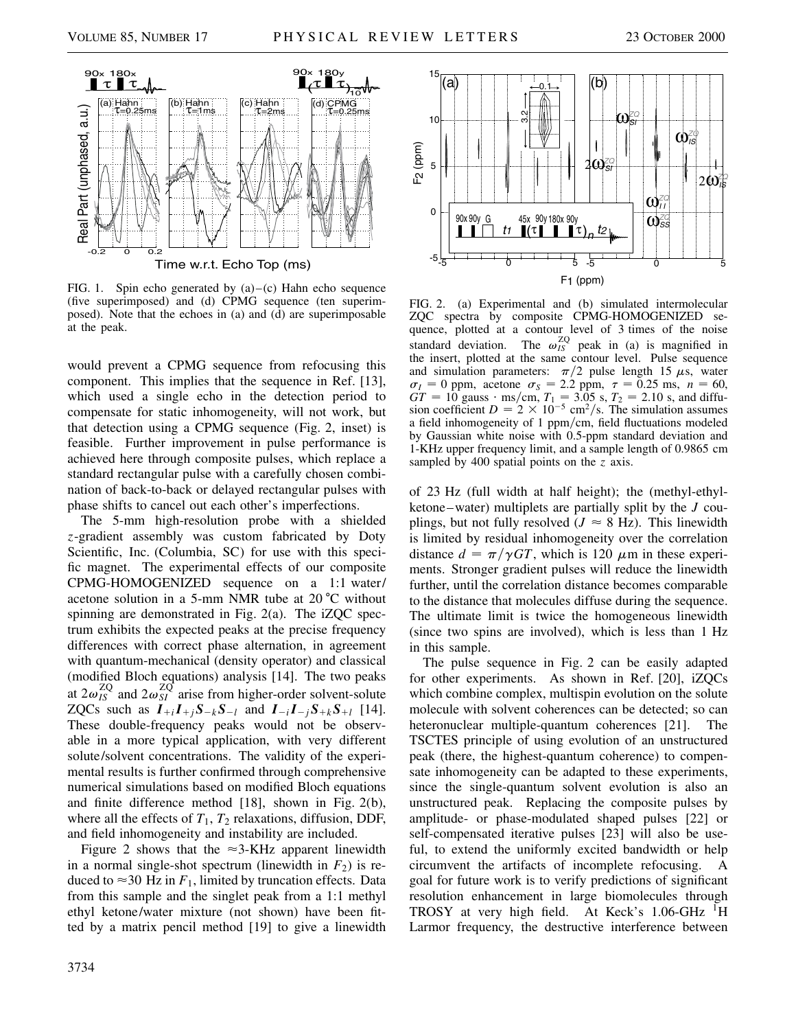90x 180x

τ τ

90x 180y

(τ τ)$_{10}$

(a) Hahn τ=0.25ms

(b) Hahn τ=1ms

(c) Hahn τ=2ms

(d) CPMG τ=0.25ms

Real Part (unphased, a.u.)

-0.2 0 0.2

Time w.r.t. Echo Top (ms)

FIG. 1. Spin echo generated by (a)–(c) Hahn echo sequence (five superimposed) and (d) CPMG sequence (ten superimposed). Note that the echoes in (a) and (d) are superimposable at the peak.

(a) (b)

0.1

3.2

$\omega_{SI}^{ZQ}$

$\omega_{IS}^{ZQ}$

$2\omega_{SI}^{ZQ}$

$2\omega_{IS}^{ZQ}$

$\omega_{II}^{ZQ}$

$\omega_{SS}^{ZQ}$

90x 90y G 45x 90y 180x 90y

$t_1$ (τ τ)$_n$ $t_2$

F2 (ppm)

15 10 5 0 -5

-5 0 5 -5 0 5

F1 (ppm)

FIG. 2. (a) Experimental and (b) simulated intermolecular ZQC spectra by composite CPMG-HOMOGENIZED sequence, plotted at a contour level of 3 times of the noise standard deviation. The $\omega_{IS}^{ZQ}$ peak in (a) is magnified in the insert, plotted at the same contour level. Pulse sequence and simulation parameters: $\pi/2$ pulse length 15 $\mu$s, water $\sigma_I = 0$ ppm, acetone $\sigma_S = 2.2$ ppm, $\tau = 0.25$ ms, $n = 60$, $GT = 10$ gauss · ms/cm, $T_1 = 3.05$ s, $T_2 = 2.10$ s, and diffusion coefficient $D = 2 \times 10^{-5}$ cm$^2$/s. The simulation assumes a field inhomogeneity of 1 ppm/cm, field fluctuations modeled by Gaussian white noise with 0.5-ppm standard deviation and 1-KHz upper frequency limit, and a sample length of 0.9865 cm sampled by 400 spatial points on the $z$ axis.

would prevent a CPMG sequence from refocusing this component. This implies that the sequence in Ref. [13], which used a single echo in the detection period to compensate for static inhomogeneity, will not work, but that detection using a CPMG sequence (Fig. 2, inset) is feasible. Further improvement in pulse performance is achieved here through composite pulses, which replace a standard rectangular pulse with a carefully chosen combination of back-to-back or delayed rectangular pulses with phase shifts to cancel out each other's imperfections.

The 5-mm high-resolution probe with a shielded $z$-gradient assembly was custom fabricated by Doty Scientific, Inc. (Columbia, SC) for use with this specific magnet. The experimental effects of our composite CPMG-HOMOGENIZED sequence on a 1:1 water/acetone solution in a 5-mm NMR tube at 20 °C without spinning are demonstrated in Fig. 2(a). The iZQC spectrum exhibits the expected peaks at the precise frequency differences with correct phase alternation, in agreement with quantum-mechanical (density operator) and classical (modified Bloch equations) analysis [14]. The two peaks at $2\omega_{IS}^{ZQ}$ and $2\omega_{SI}^{ZQ}$ arise from higher-order solvent-solute ZQCs such as $\boldsymbol{I}_{+i}\boldsymbol{I}_{+j}\boldsymbol{S}_{-k}\boldsymbol{S}_{-l}$ and $\boldsymbol{I}_{-i}\boldsymbol{I}_{-j}\boldsymbol{S}_{+k}\boldsymbol{S}_{+l}$ [14]. These double-frequency peaks would not be observable in a more typical application, with very different solute/solvent concentrations. The validity of the experimental results is further confirmed through comprehensive numerical simulations based on modified Bloch equations and finite difference method [18], shown in Fig. 2(b), where all the effects of $T_1$, $T_2$ relaxations, diffusion, DDF, and field inhomogeneity and instability are included.

Figure 2 shows that the ≈3-KHz apparent linewidth in a normal single-shot spectrum (linewidth in $F_2$) is reduced to ≈30 Hz in $F_1$, limited by truncation effects. Data from this sample and the singlet peak from a 1:1 methyl ethyl ketone/water mixture (not shown) have been fitted by a matrix pencil method [19] to give a linewidth of 23 Hz (full width at half height); the (methyl-ethyl-ketone–water) multiplets are partially split by the $J$ couplings, but not fully resolved ($J \approx 8$ Hz). This linewidth is limited by residual inhomogeneity over the correlation distance $d = \pi/\gamma GT$, which is 120 $\mu$m in these experiments. Stronger gradient pulses will reduce the linewidth further, until the correlation distance becomes comparable to the distance that molecules diffuse during the sequence. The ultimate limit is twice the homogeneous linewidth (since two spins are involved), which is less than 1 Hz in this sample.

The pulse sequence in Fig. 2 can be easily adapted for other experiments. As shown in Ref. [20], iZQCs which combine complex, multispin evolution on the solute molecule with solvent coherences can be detected; so can heteronuclear multiple-quantum coherences [21]. The TSCTES principle of using evolution of an unstructured peak (there, the highest-quantum coherence) to compensate inhomogeneity can be adapted to these experiments, since the single-quantum solvent evolution is also an unstructured peak. Replacing the composite pulses by amplitude- or phase-modulated shaped pulses [22] or self-compensated iterative pulses [23] will also be useful, to extend the uniformly excited bandwidth or help circumvent the artifacts of incomplete refocusing. A goal for future work is to verify predictions of significant resolution enhancement in large biomolecules through TROSY at very high field. At Keck's 1.06-GHz $^1$H Larmor frequency, the destructive interference between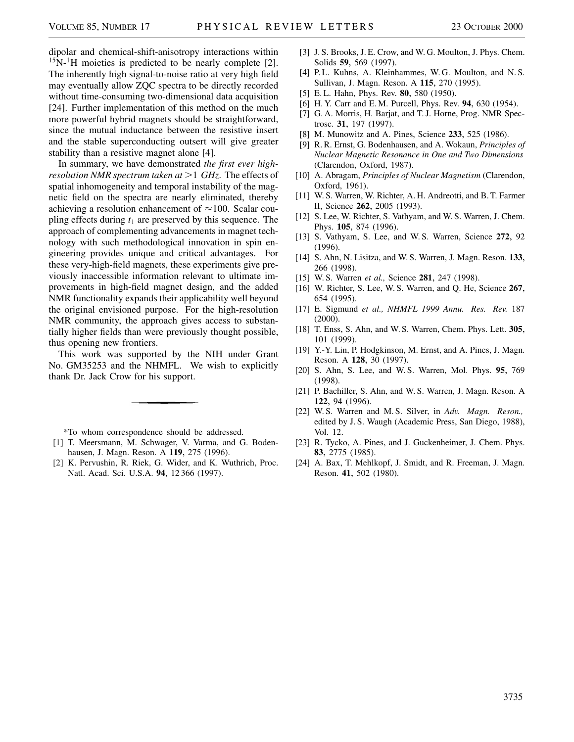dipolar and chemical-shift-anisotropy interactions within $^{15}$N-$^{1}$H moieties is predicted to be nearly complete [2]. The inherently high signal-to-noise ratio at very high field may eventually allow ZQC spectra to be directly recorded without time-consuming two-dimensional data acquisition [24]. Further implementation of this method on the much more powerful hybrid magnets should be straightforward, since the mutual inductance between the resistive insert and the stable superconducting outsert will give greater stability than a resistive magnet alone [4].

In summary, we have demonstrated *the first ever high-resolution NMR spectrum taken at >1 GHz*. The effects of spatial inhomogeneity and temporal instability of the magnetic field on the spectra are nearly eliminated, thereby achieving a resolution enhancement of $\approx$100. Scalar coupling effects during $t_1$ are preserved by this sequence. The approach of complementing advancements in magnet technology with such methodological innovation in spin engineering provides unique and critical advantages. For these very-high-field magnets, these experiments give previously inaccessible information relevant to ultimate improvements in high-field magnet design, and the added NMR functionality expands their applicability well beyond the original envisioned purpose. For the high-resolution NMR community, the approach gives access to substantially higher fields than were previously thought possible, thus opening new frontiers.

This work was supported by the NIH under Grant No. GM35253 and the NHMFL. We wish to explicitly thank Dr. Jack Crow for his support.

---

*To whom correspondence should be addressed.

[1] T. Meersmann, M. Schwager, V. Varma, and G. Bodenhausen, J. Magn. Reson. A **119**, 275 (1996).

[2] K. Pervushin, R. Riek, G. Wider, and K. Wuthrich, Proc. Natl. Acad. Sci. U.S.A. **94**, 12 366 (1997).

[3] J. S. Brooks, J. E. Crow, and W. G. Moulton, J. Phys. Chem. Solids **59**, 569 (1997).

[4] P. L. Kuhns, A. Kleinhammes, W. G. Moulton, and N. S. Sullivan, J. Magn. Reson. A **115**, 270 (1995).

[5] E. L. Hahn, Phys. Rev. **80**, 580 (1950).

[6] H. Y. Carr and E. M. Purcell, Phys. Rev. **94**, 630 (1954).

[7] G. A. Morris, H. Barjat, and T. J. Horne, Prog. NMR Spectrosc. **31**, 197 (1997).

[8] M. Munowitz and A. Pines, Science **233**, 525 (1986).

[9] R. R. Ernst, G. Bodenhausen, and A. Wokaun, *Principles of Nuclear Magnetic Resonance in One and Two Dimensions* (Clarendon, Oxford, 1987).

[10] A. Abragam, *Principles of Nuclear Magnetism* (Clarendon, Oxford, 1961).

[11] W. S. Warren, W. Richter, A. H. Andreotti, and B. T. Farmer II, Science **262**, 2005 (1993).

[12] S. Lee, W. Richter, S. Vathyam, and W. S. Warren, J. Chem. Phys. **105**, 874 (1996).

[13] S. Vathyam, S. Lee, and W. S. Warren, Science **272**, 92 (1996).

[14] S. Ahn, N. Lisitza, and W. S. Warren, J. Magn. Reson. **133**, 266 (1998).

[15] W. S. Warren *et al.,* Science **281**, 247 (1998).

[16] W. Richter, S. Lee, W. S. Warren, and Q. He, Science **267**, 654 (1995).

[17] E. Sigmund *et al., NHMFL 1999 Annu. Res. Rev.* 187 (2000).

[18] T. Enss, S. Ahn, and W. S. Warren, Chem. Phys. Lett. **305**, 101 (1999).

[19] Y.-Y. Lin, P. Hodgkinson, M. Ernst, and A. Pines, J. Magn. Reson. A **128**, 30 (1997).

[20] S. Ahn, S. Lee, and W. S. Warren, Mol. Phys. **95**, 769 (1998).

[21] P. Bachiller, S. Ahn, and W. S. Warren, J. Magn. Reson. A **122**, 94 (1996).

[22] W. S. Warren and M. S. Silver, in *Adv. Magn. Reson.,* edited by J. S. Waugh (Academic Press, San Diego, 1988), Vol. 12.

[23] R. Tycko, A. Pines, and J. Guckenheimer, J. Chem. Phys. **83**, 2775 (1985).

[24] A. Bax, T. Mehlkopf, J. Smidt, and R. Freeman, J. Magn. Reson. **41**, 502 (1980).